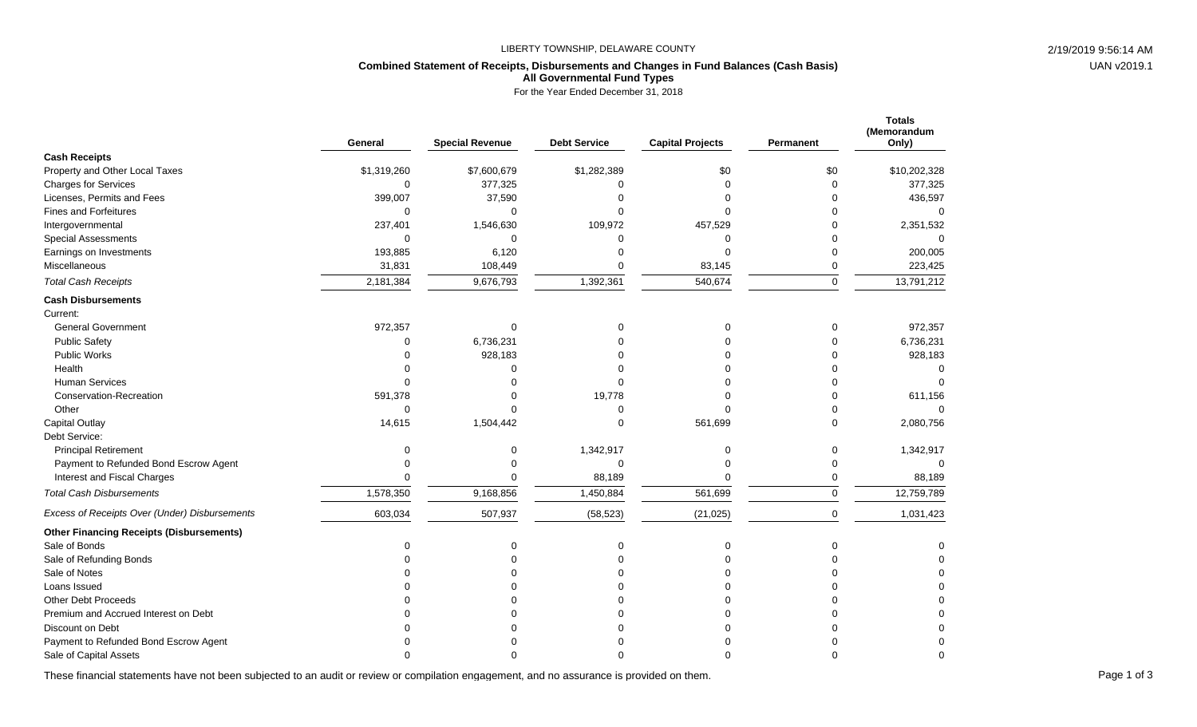LIBERTY TOWNSHIP, DELAWARE COUNTY

**Combined Statement of Receipts, Disbursements and Changes in Fund Balances (Cash Basis)**
**All Governmental Fund Types**
For the Year Ended December 31, 2018

| | General | Special Revenue | Debt Service | Capital Projects | Permanent | Totals (Memorandum Only) |
|---|---|---|---|---|---|---|
| **Cash Receipts** | | | | | | |
| Property and Other Local Taxes | $1,319,260 | $7,600,679 | $1,282,389 | $0 | $0 | $10,202,328 |
| Charges for Services | 0 | 377,325 | 0 | 0 | 0 | 377,325 |
| Licenses, Permits and Fees | 399,007 | 37,590 | 0 | 0 | 0 | 436,597 |
| Fines and Forfeitures | 0 | 0 | 0 | 0 | 0 | 0 |
| Intergovernmental | 237,401 | 1,546,630 | 109,972 | 457,529 | 0 | 2,351,532 |
| Special Assessments | 0 | 0 | 0 | 0 | 0 | 0 |
| Earnings on Investments | 193,885 | 6,120 | 0 | 0 | 0 | 200,005 |
| Miscellaneous | 31,831 | 108,449 | 0 | 83,145 | 0 | 223,425 |
| *Total Cash Receipts* | 2,181,384 | 9,676,793 | 1,392,361 | 540,674 | 0 | 13,791,212 |
| **Cash Disbursements** | | | | | | |
| Current: | | | | | | |
| General Government | 972,357 | 0 | 0 | 0 | 0 | 972,357 |
| Public Safety | 0 | 6,736,231 | 0 | 0 | 0 | 6,736,231 |
| Public Works | 0 | 928,183 | 0 | 0 | 0 | 928,183 |
| Health | 0 | 0 | 0 | 0 | 0 | 0 |
| Human Services | 0 | 0 | 0 | 0 | 0 | 0 |
| Conservation-Recreation | 591,378 | 0 | 19,778 | 0 | 0 | 611,156 |
| Other | 0 | 0 | 0 | 0 | 0 | 0 |
| Capital Outlay | 14,615 | 1,504,442 | 0 | 561,699 | 0 | 2,080,756 |
| Debt Service: | | | | | | |
| Principal Retirement | 0 | 0 | 1,342,917 | 0 | 0 | 1,342,917 |
| Payment to Refunded Bond Escrow Agent | 0 | 0 | 0 | 0 | 0 | 0 |
| Interest and Fiscal Charges | 0 | 0 | 88,189 | 0 | 0 | 88,189 |
| *Total Cash Disbursements* | 1,578,350 | 9,168,856 | 1,450,884 | 561,699 | 0 | 12,759,789 |
| *Excess of Receipts Over (Under) Disbursements* | 603,034 | 507,937 | (58,523) | (21,025) | 0 | 1,031,423 |
| **Other Financing Receipts (Disbursements)** | | | | | | |
| Sale of Bonds | 0 | 0 | 0 | 0 | 0 | 0 |
| Sale of Refunding Bonds | 0 | 0 | 0 | 0 | 0 | 0 |
| Sale of Notes | 0 | 0 | 0 | 0 | 0 | 0 |
| Loans Issued | 0 | 0 | 0 | 0 | 0 | 0 |
| Other Debt Proceeds | 0 | 0 | 0 | 0 | 0 | 0 |
| Premium and Accrued Interest on Debt | 0 | 0 | 0 | 0 | 0 | 0 |
| Discount on Debt | 0 | 0 | 0 | 0 | 0 | 0 |
| Payment to Refunded Bond Escrow Agent | 0 | 0 | 0 | 0 | 0 | 0 |
| Sale of Capital Assets | 0 | 0 | 0 | 0 | 0 | 0 |

These financial statements have not been subjected to an audit or review or compilation engagement, and no assurance is provided on them.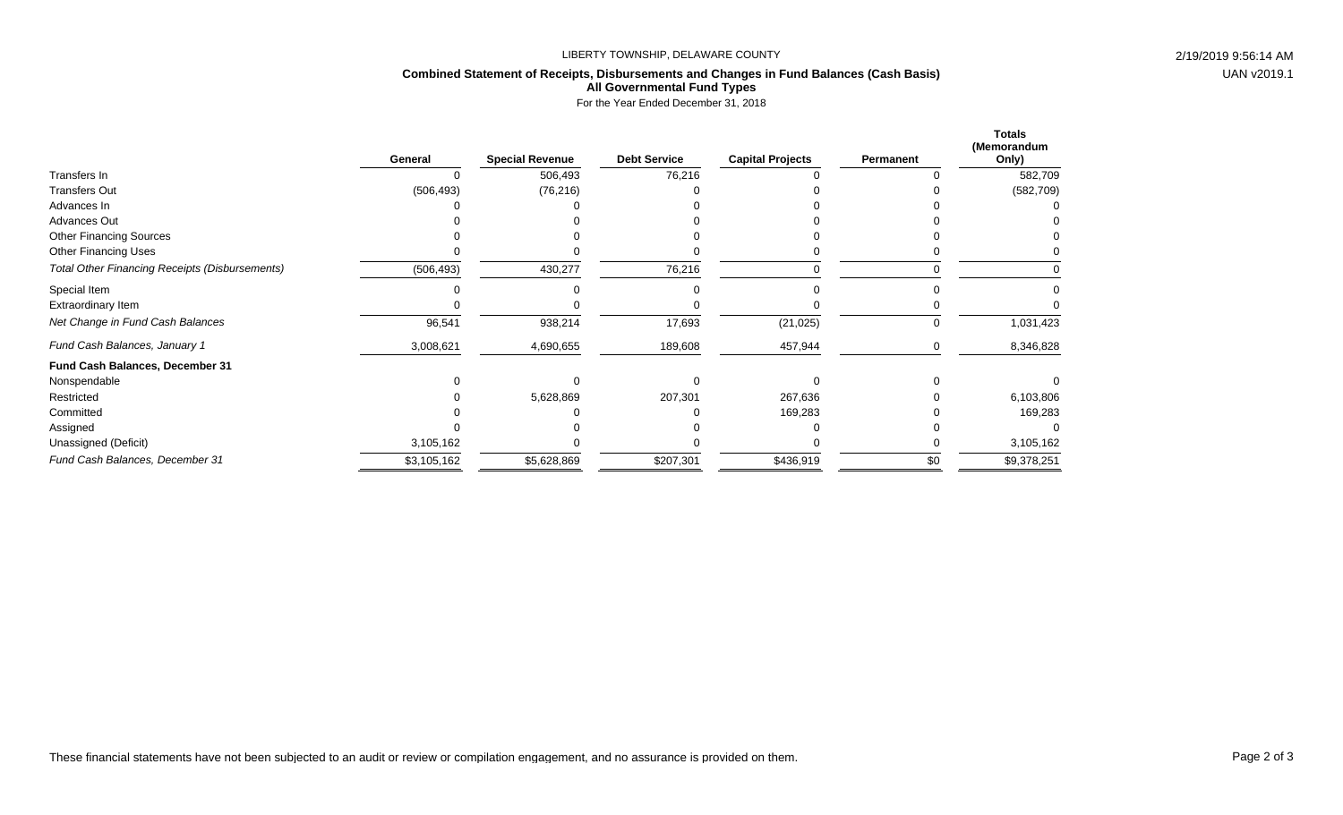LIBERTY TOWNSHIP, DELAWARE COUNTY

## Combined Statement of Receipts, Disbursements and Changes in Fund Balances (Cash Basis)
### All Governmental Fund Types

For the Year Ended December 31, 2018

| | General | Special Revenue | Debt Service | Capital Projects | Permanent | Totals (Memorandum Only) |
|---|---|---|---|---|---|---|
| Transfers In | 0 | 506,493 | 76,216 | 0 | 0 | 582,709 |
| Transfers Out | (506,493) | (76,216) | 0 | 0 | 0 | (582,709) |
| Advances In | 0 | 0 | 0 | 0 | 0 | 0 |
| Advances Out | 0 | 0 | 0 | 0 | 0 | 0 |
| Other Financing Sources | 0 | 0 | 0 | 0 | 0 | 0 |
| Other Financing Uses | 0 | 0 | 0 | 0 | 0 | 0 |
| *Total Other Financing Receipts (Disbursements)* | (506,493) | 430,277 | 76,216 | 0 | 0 | 0 |
| Special Item | 0 | 0 | 0 | 0 | 0 | 0 |
| Extraordinary Item | 0 | 0 | 0 | 0 | 0 | 0 |
| *Net Change in Fund Cash Balances* | 96,541 | 938,214 | 17,693 | (21,025) | 0 | 1,031,423 |
| *Fund Cash Balances, January 1* | 3,008,621 | 4,690,655 | 189,608 | 457,944 | 0 | 8,346,828 |
| **Fund Cash Balances, December 31** | | | | | | |
| Nonspendable | 0 | 0 | 0 | 0 | 0 | 0 |
| Restricted | 0 | 5,628,869 | 207,301 | 267,636 | 0 | 6,103,806 |
| Committed | 0 | 0 | 0 | 169,283 | 0 | 169,283 |
| Assigned | 0 | 0 | 0 | 0 | 0 | 0 |
| Unassigned (Deficit) | 3,105,162 | 0 | 0 | 0 | 0 | 3,105,162 |
| *Fund Cash Balances, December 31* | $3,105,162 | $5,628,869 | $207,301 | $436,919 | $0 | $9,378,251 |

These financial statements have not been subjected to an audit or review or compilation engagement, and no assurance is provided on them.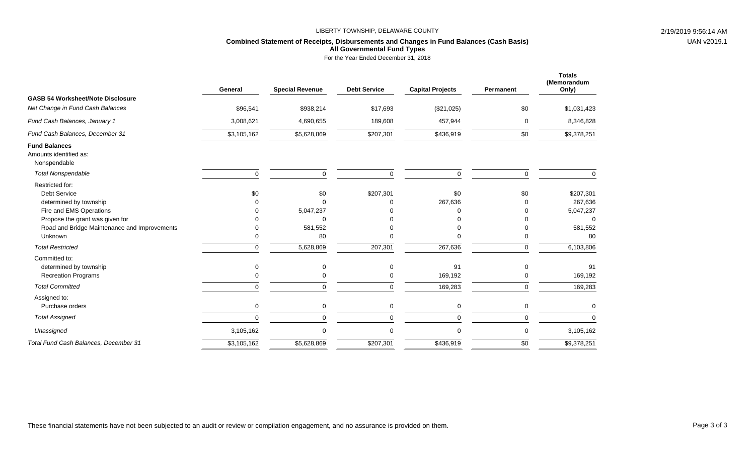LIBERTY TOWNSHIP, DELAWARE COUNTY

**Combined Statement of Receipts, Disbursements and Changes in Fund Balances (Cash Basis)**
**All Governmental Fund Types**
For the Year Ended December 31, 2018

| | General | Special Revenue | Debt Service | Capital Projects | Permanent | Totals (Memorandum Only) |
|---|---|---|---|---|---|---|
| **GASB 54 Worksheet/Note Disclosure** | | | | | | |
| *Net Change in Fund Cash Balances* | $96,541 | $938,214 | $17,693 | ($21,025) | $0 | $1,031,423 |
| *Fund Cash Balances, January 1* | 3,008,621 | 4,690,655 | 189,608 | 457,944 | 0 | 8,346,828 |
| *Fund Cash Balances, December 31* | $3,105,162 | $5,628,869 | $207,301 | $436,919 | $0 | $9,378,251 |
| **Fund Balances** | | | | | | |
| Amounts identified as: | | | | | | |
| Nonspendable | | | | | | |
| *Total Nonspendable* | 0 | 0 | 0 | 0 | 0 | 0 |
| Restricted for: | | | | | | |
| Debt Service | $0 | $0 | $207,301 | $0 | $0 | $207,301 |
| determined by township | 0 | 0 | 0 | 267,636 | 0 | 267,636 |
| Fire and EMS Operations | 0 | 5,047,237 | 0 | 0 | 0 | 5,047,237 |
| Propose the grant was given for | 0 | 0 | 0 | 0 | 0 | 0 |
| Road and Bridge Maintenance and Improvements | 0 | 581,552 | 0 | 0 | 0 | 581,552 |
| Unknown | 0 | 80 | 0 | 0 | 0 | 80 |
| *Total Restricted* | 0 | 5,628,869 | 207,301 | 267,636 | 0 | 6,103,806 |
| Committed to: | | | | | | |
| determined by township | 0 | 0 | 0 | 91 | 0 | 91 |
| Recreation Programs | 0 | 0 | 0 | 169,192 | 0 | 169,192 |
| *Total Committed* | 0 | 0 | 0 | 169,283 | 0 | 169,283 |
| Assigned to: | | | | | | |
| Purchase orders | 0 | 0 | 0 | 0 | 0 | 0 |
| *Total Assigned* | 0 | 0 | 0 | 0 | 0 | 0 |
| *Unassigned* | 3,105,162 | 0 | 0 | 0 | 0 | 3,105,162 |
| *Total Fund Cash Balances, December 31* | $3,105,162 | $5,628,869 | $207,301 | $436,919 | $0 | $9,378,251 |

These financial statements have not been subjected to an audit or review or compilation engagement, and no assurance is provided on them.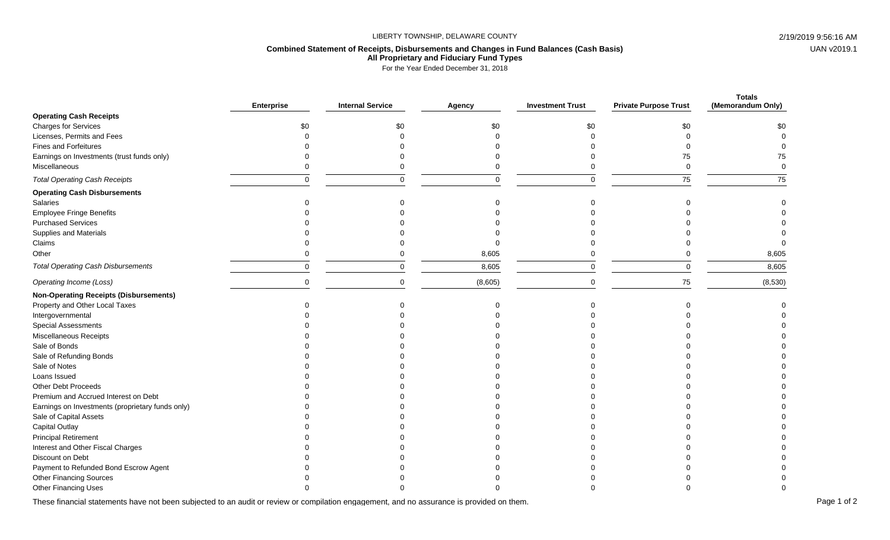LIBERTY TOWNSHIP, DELAWARE COUNTY

2/19/2019 9:56:16 AM

UAN v2019.1

## Combined Statement of Receipts, Disbursements and Changes in Fund Balances (Cash Basis)
### All Proprietary and Fiduciary Fund Types

For the Year Ended December 31, 2018

| | Enterprise | Internal Service | Agency | Investment Trust | Private Purpose Trust | Totals (Memorandum Only) |
|---|---|---|---|---|---|---|
| **Operating Cash Receipts** | | | | | | |
| Charges for Services | $0 | $0 | $0 | $0 | $0 | $0 |
| Licenses, Permits and Fees | 0 | 0 | 0 | 0 | 0 | 0 |
| Fines and Forfeitures | 0 | 0 | 0 | 0 | 0 | 0 |
| Earnings on Investments (trust funds only) | 0 | 0 | 0 | 0 | 75 | 75 |
| Miscellaneous | 0 | 0 | 0 | 0 | 0 | 0 |
| *Total Operating Cash Receipts* | 0 | 0 | 0 | 0 | 75 | 75 |
| **Operating Cash Disbursements** | | | | | | |
| Salaries | 0 | 0 | 0 | 0 | 0 | 0 |
| Employee Fringe Benefits | 0 | 0 | 0 | 0 | 0 | 0 |
| Purchased Services | 0 | 0 | 0 | 0 | 0 | 0 |
| Supplies and Materials | 0 | 0 | 0 | 0 | 0 | 0 |
| Claims | 0 | 0 | 0 | 0 | 0 | 0 |
| Other | 0 | 0 | 8,605 | 0 | 0 | 8,605 |
| *Total Operating Cash Disbursements* | 0 | 0 | 8,605 | 0 | 0 | 8,605 |
| *Operating Income (Loss)* | 0 | 0 | (8,605) | 0 | 75 | (8,530) |
| **Non-Operating Receipts (Disbursements)** | | | | | | |
| Property and Other Local Taxes | 0 | 0 | 0 | 0 | 0 | 0 |
| Intergovernmental | 0 | 0 | 0 | 0 | 0 | 0 |
| Special Assessments | 0 | 0 | 0 | 0 | 0 | 0 |
| Miscellaneous Receipts | 0 | 0 | 0 | 0 | 0 | 0 |
| Sale of Bonds | 0 | 0 | 0 | 0 | 0 | 0 |
| Sale of Refunding Bonds | 0 | 0 | 0 | 0 | 0 | 0 |
| Sale of Notes | 0 | 0 | 0 | 0 | 0 | 0 |
| Loans Issued | 0 | 0 | 0 | 0 | 0 | 0 |
| Other Debt Proceeds | 0 | 0 | 0 | 0 | 0 | 0 |
| Premium and Accrued Interest on Debt | 0 | 0 | 0 | 0 | 0 | 0 |
| Earnings on Investments (proprietary funds only) | 0 | 0 | 0 | 0 | 0 | 0 |
| Sale of Capital Assets | 0 | 0 | 0 | 0 | 0 | 0 |
| Capital Outlay | 0 | 0 | 0 | 0 | 0 | 0 |
| Principal Retirement | 0 | 0 | 0 | 0 | 0 | 0 |
| Interest and Other Fiscal Charges | 0 | 0 | 0 | 0 | 0 | 0 |
| Discount on Debt | 0 | 0 | 0 | 0 | 0 | 0 |
| Payment to Refunded Bond Escrow Agent | 0 | 0 | 0 | 0 | 0 | 0 |
| Other Financing Sources | 0 | 0 | 0 | 0 | 0 | 0 |
| Other Financing Uses | 0 | 0 | 0 | 0 | 0 | 0 |

These financial statements have not been subjected to an audit or review or compilation engagement, and no assurance is provided on them.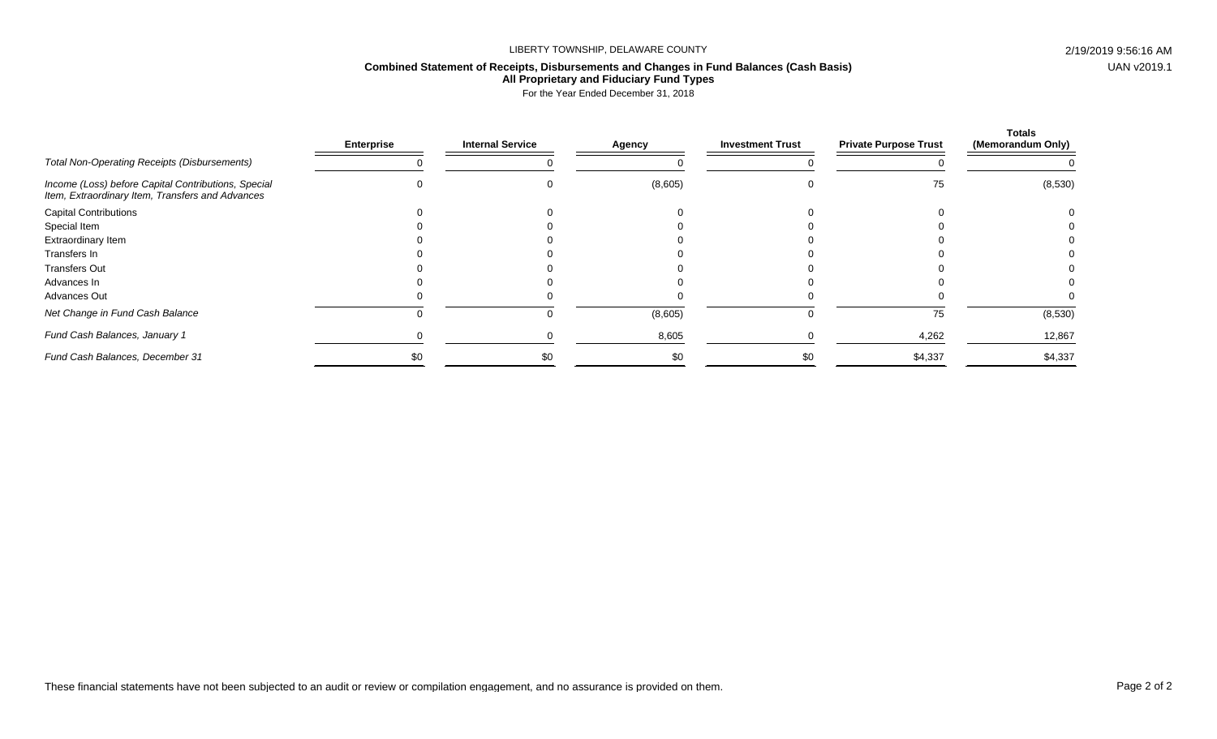LIBERTY TOWNSHIP, DELAWARE COUNTY

## Combined Statement of Receipts, Disbursements and Changes in Fund Balances (Cash Basis)

### All Proprietary and Fiduciary Fund Types

For the Year Ended December 31, 2018

| | Enterprise | Internal Service | Agency | Investment Trust | Private Purpose Trust | Totals (Memorandum Only) |
|---|---|---|---|---|---|---|
| *Total Non-Operating Receipts (Disbursements)* | 0 | 0 | 0 | 0 | 0 | 0 |
| *Income (Loss) before Capital Contributions, Special Item, Extraordinary Item, Transfers and Advances* | 0 | 0 | (8,605) | 0 | 75 | (8,530) |
| Capital Contributions | 0 | 0 | 0 | 0 | 0 | 0 |
| Special Item | 0 | 0 | 0 | 0 | 0 | 0 |
| Extraordinary Item | 0 | 0 | 0 | 0 | 0 | 0 |
| Transfers In | 0 | 0 | 0 | 0 | 0 | 0 |
| Transfers Out | 0 | 0 | 0 | 0 | 0 | 0 |
| Advances In | 0 | 0 | 0 | 0 | 0 | 0 |
| Advances Out | 0 | 0 | 0 | 0 | 0 | 0 |
| *Net Change in Fund Cash Balance* | 0 | 0 | (8,605) | 0 | 75 | (8,530) |
| *Fund Cash Balances, January 1* | 0 | 0 | 8,605 | 0 | 4,262 | 12,867 |
| *Fund Cash Balances, December 31* | $0 | $0 | $0 | $0 | $4,337 | $4,337 |

These financial statements have not been subjected to an audit or review or compilation engagement, and no assurance is provided on them.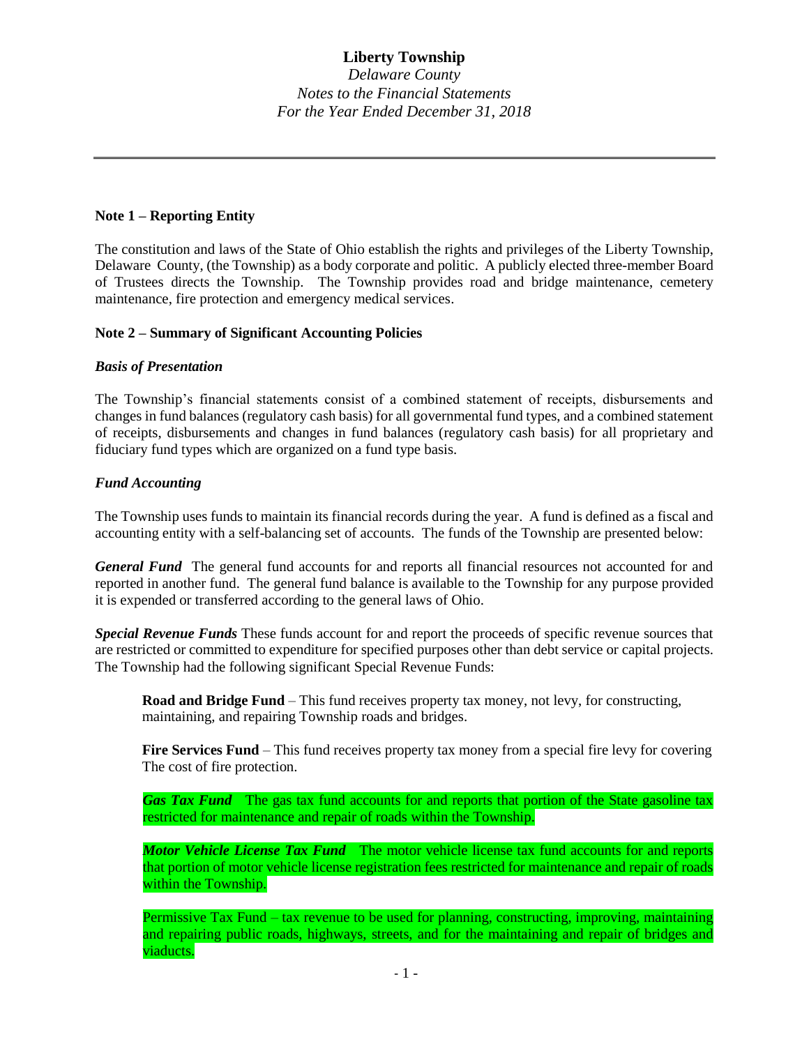# Liberty Township

*Delaware County*
*Notes to the Financial Statements*
*For the Year Ended December 31, 2018*

---

**Note 1 – Reporting Entity**

The constitution and laws of the State of Ohio establish the rights and privileges of the Liberty Township, Delaware County, (the Township) as a body corporate and politic. A publicly elected three-member Board of Trustees directs the Township. The Township provides road and bridge maintenance, cemetery maintenance, fire protection and emergency medical services.

**Note 2 – Summary of Significant Accounting Policies**

***Basis of Presentation***

The Township's financial statements consist of a combined statement of receipts, disbursements and changes in fund balances (regulatory cash basis) for all governmental fund types, and a combined statement of receipts, disbursements and changes in fund balances (regulatory cash basis) for all proprietary and fiduciary fund types which are organized on a fund type basis.

***Fund Accounting***

The Township uses funds to maintain its financial records during the year. A fund is defined as a fiscal and accounting entity with a self-balancing set of accounts. The funds of the Township are presented below:

***General Fund*** The general fund accounts for and reports all financial resources not accounted for and reported in another fund. The general fund balance is available to the Township for any purpose provided it is expended or transferred according to the general laws of Ohio.

***Special Revenue Funds*** These funds account for and report the proceeds of specific revenue sources that are restricted or committed to expenditure for specified purposes other than debt service or capital projects. The Township had the following significant Special Revenue Funds:

> **Road and Bridge Fund** – This fund receives property tax money, not levy, for constructing, maintaining, and repairing Township roads and bridges.
>
> **Fire Services Fund** – This fund receives property tax money from a special fire levy for covering The cost of fire protection.
>
> ***Gas Tax Fund*** The gas tax fund accounts for and reports that portion of the State gasoline tax restricted for maintenance and repair of roads within the Township.
>
> ***Motor Vehicle License Tax Fund*** The motor vehicle license tax fund accounts for and reports that portion of motor vehicle license registration fees restricted for maintenance and repair of roads within the Township.
>
> Permissive Tax Fund – tax revenue to be used for planning, constructing, improving, maintaining and repairing public roads, highways, streets, and for the maintaining and repair of bridges and viaducts.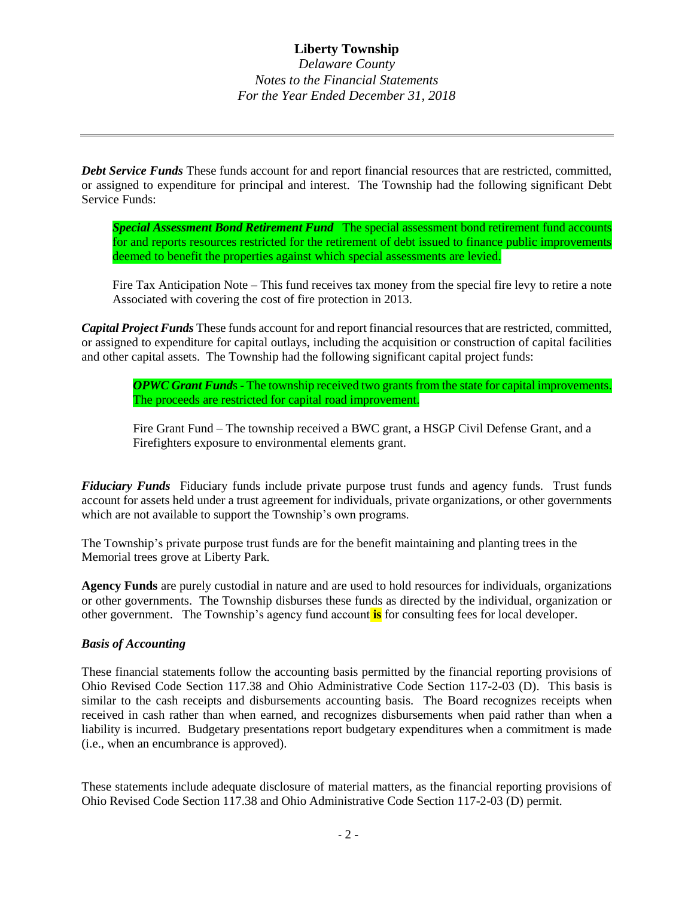***Debt Service Funds*** These funds account for and report financial resources that are restricted, committed, or assigned to expenditure for principal and interest. The Township had the following significant Debt Service Funds:

> ***Special Assessment Bond Retirement Fund*** The special assessment bond retirement fund accounts for and reports resources restricted for the retirement of debt issued to finance public improvements deemed to benefit the properties against which special assessments are levied.
>
> Fire Tax Anticipation Note – This fund receives tax money from the special fire levy to retire a note Associated with covering the cost of fire protection in 2013.

***Capital Project Funds*** These funds account for and report financial resources that are restricted, committed, or assigned to expenditure for capital outlays, including the acquisition or construction of capital facilities and other capital assets. The Township had the following significant capital project funds:

> ***OPWC Grant Fund***s - The township received two grants from the state for capital improvements. The proceeds are restricted for capital road improvement.
>
> Fire Grant Fund – The township received a BWC grant, a HSGP Civil Defense Grant, and a Firefighters exposure to environmental elements grant.

***Fiduciary Funds*** Fiduciary funds include private purpose trust funds and agency funds. Trust funds account for assets held under a trust agreement for individuals, private organizations, or other governments which are not available to support the Township's own programs.

The Township's private purpose trust funds are for the benefit maintaining and planting trees in the Memorial trees grove at Liberty Park.

**Agency Funds** are purely custodial in nature and are used to hold resources for individuals, organizations or other governments. The Township disburses these funds as directed by the individual, organization or other government. The Township's agency fund account **is** for consulting fees for local developer.

### *Basis of Accounting*

These financial statements follow the accounting basis permitted by the financial reporting provisions of Ohio Revised Code Section 117.38 and Ohio Administrative Code Section 117-2-03 (D). This basis is similar to the cash receipts and disbursements accounting basis. The Board recognizes receipts when received in cash rather than when earned, and recognizes disbursements when paid rather than when a liability is incurred. Budgetary presentations report budgetary expenditures when a commitment is made (i.e., when an encumbrance is approved).

These statements include adequate disclosure of material matters, as the financial reporting provisions of Ohio Revised Code Section 117.38 and Ohio Administrative Code Section 117-2-03 (D) permit.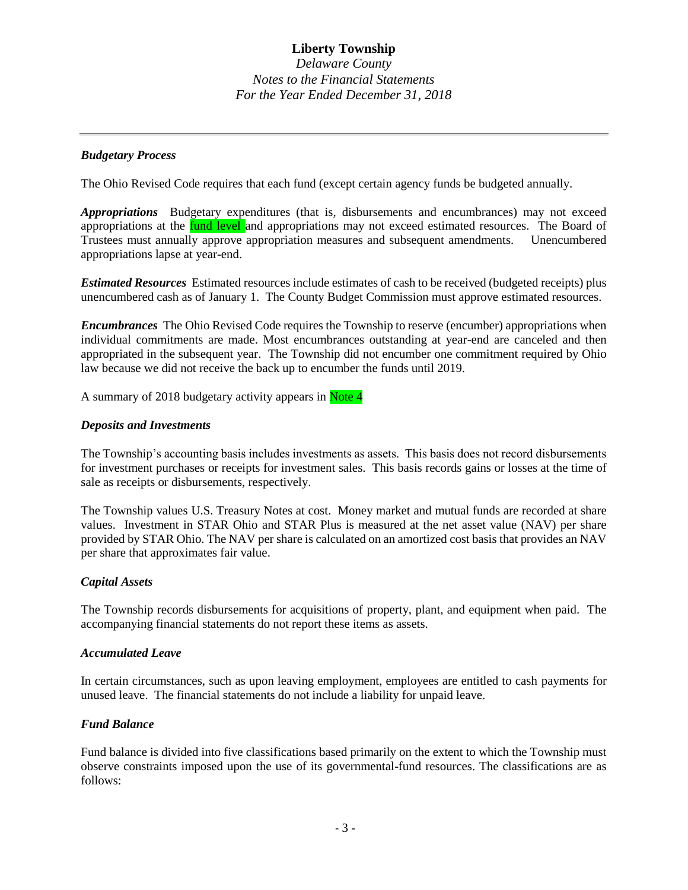### *Budgetary Process*

The Ohio Revised Code requires that each fund (except certain agency funds be budgeted annually.

***Appropriations*** Budgetary expenditures (that is, disbursements and encumbrances) may not exceed appropriations at the fund level and appropriations may not exceed estimated resources. The Board of Trustees must annually approve appropriation measures and subsequent amendments. Unencumbered appropriations lapse at year-end.

***Estimated Resources*** Estimated resources include estimates of cash to be received (budgeted receipts) plus unencumbered cash as of January 1. The County Budget Commission must approve estimated resources.

***Encumbrances*** The Ohio Revised Code requires the Township to reserve (encumber) appropriations when individual commitments are made. Most encumbrances outstanding at year-end are canceled and then appropriated in the subsequent year. The Township did not encumber one commitment required by Ohio law because we did not receive the back up to encumber the funds until 2019.

A summary of 2018 budgetary activity appears in Note 4

### *Deposits and Investments*

The Township's accounting basis includes investments as assets. This basis does not record disbursements for investment purchases or receipts for investment sales. This basis records gains or losses at the time of sale as receipts or disbursements, respectively.

The Township values U.S. Treasury Notes at cost. Money market and mutual funds are recorded at share values. Investment in STAR Ohio and STAR Plus is measured at the net asset value (NAV) per share provided by STAR Ohio. The NAV per share is calculated on an amortized cost basis that provides an NAV per share that approximates fair value.

### *Capital Assets*

The Township records disbursements for acquisitions of property, plant, and equipment when paid. The accompanying financial statements do not report these items as assets.

### *Accumulated Leave*

In certain circumstances, such as upon leaving employment, employees are entitled to cash payments for unused leave. The financial statements do not include a liability for unpaid leave.

### *Fund Balance*

Fund balance is divided into five classifications based primarily on the extent to which the Township must observe constraints imposed upon the use of its governmental-fund resources. The classifications are as follows: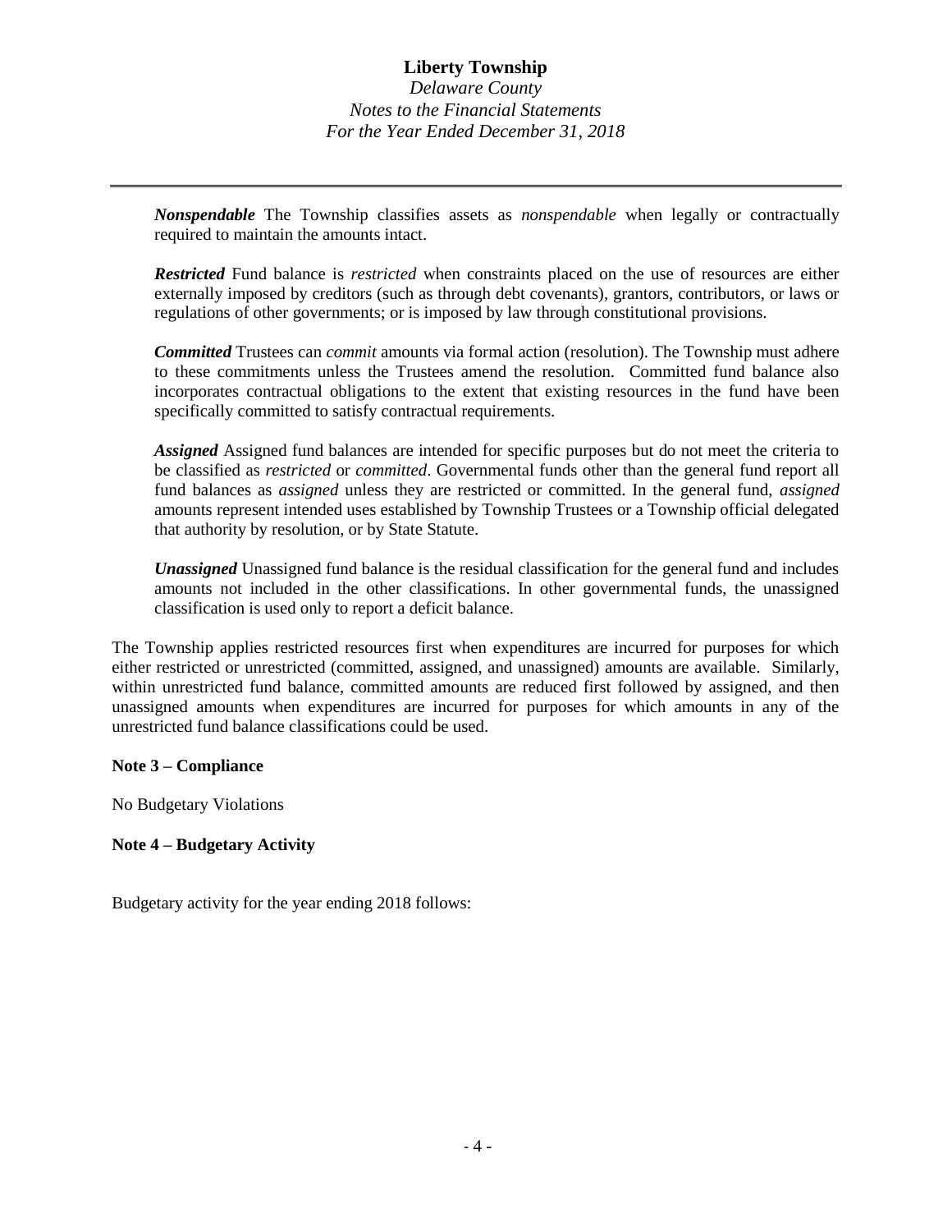***Nonspendable*** The Township classifies assets as *nonspendable* when legally or contractually required to maintain the amounts intact.

***Restricted*** Fund balance is *restricted* when constraints placed on the use of resources are either externally imposed by creditors (such as through debt covenants), grantors, contributors, or laws or regulations of other governments; or is imposed by law through constitutional provisions.

***Committed*** Trustees can *commit* amounts via formal action (resolution). The Township must adhere to these commitments unless the Trustees amend the resolution. Committed fund balance also incorporates contractual obligations to the extent that existing resources in the fund have been specifically committed to satisfy contractual requirements.

***Assigned*** Assigned fund balances are intended for specific purposes but do not meet the criteria to be classified as *restricted* or *committed*. Governmental funds other than the general fund report all fund balances as *assigned* unless they are restricted or committed. In the general fund, *assigned* amounts represent intended uses established by Township Trustees or a Township official delegated that authority by resolution, or by State Statute.

***Unassigned*** Unassigned fund balance is the residual classification for the general fund and includes amounts not included in the other classifications. In other governmental funds, the unassigned classification is used only to report a deficit balance.

The Township applies restricted resources first when expenditures are incurred for purposes for which either restricted or unrestricted (committed, assigned, and unassigned) amounts are available. Similarly, within unrestricted fund balance, committed amounts are reduced first followed by assigned, and then unassigned amounts when expenditures are incurred for purposes for which amounts in any of the unrestricted fund balance classifications could be used.

**Note 3 – Compliance**

No Budgetary Violations

**Note 4 – Budgetary Activity**

Budgetary activity for the year ending 2018 follows: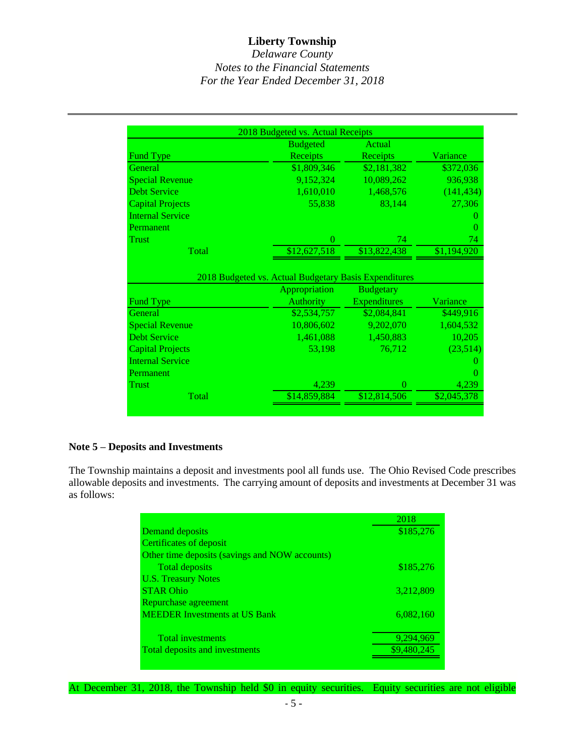| 2018 Budgeted vs. Actual Receipts | | | |
|---|---|---|---|
| Fund Type | Budgeted Receipts | Actual Receipts | Variance |
| General | $1,809,346 | $2,181,382 | $372,036 |
| Special Revenue | 9,152,324 | 10,089,262 | 936,938 |
| Debt Service | 1,610,010 | 1,468,576 | (141,434) |
| Capital Projects | 55,838 | 83,144 | 27,306 |
| Internal Service | | | 0 |
| Permanent | | | 0 |
| Trust | 0 | 74 | 74 |
| Total | $12,627,518 | $13,822,438 | $1,194,920 |

| 2018 Budgeted vs. Actual Budgetary Basis Expenditures | | | |
|---|---|---|---|
| Fund Type | Appropriation Authority | Budgetary Expenditures | Variance |
| General | $2,534,757 | $2,084,841 | $449,916 |
| Special Revenue | 10,806,602 | 9,202,070 | 1,604,532 |
| Debt Service | 1,461,088 | 1,450,883 | 10,205 |
| Capital Projects | 53,198 | 76,712 | (23,514) |
| Internal Service | | | 0 |
| Permanent | | | 0 |
| Trust | 4,239 | 0 | 4,239 |
| Total | $14,859,884 | $12,814,506 | $2,045,378 |

**Note 5 – Deposits and Investments**

The Township maintains a deposit and investments pool all funds use. The Ohio Revised Code prescribes allowable deposits and investments. The carrying amount of deposits and investments at December 31 was as follows:

| | 2018 |
|---|---|
| Demand deposits | $185,276 |
| Certificates of deposit | |
| Other time deposits (savings and NOW accounts) | |
| Total deposits | $185,276 |
| U.S. Treasury Notes | |
| STAR Ohio | 3,212,809 |
| Repurchase agreement | |
| MEEDER Investments at US Bank | 6,082,160 |
| Total investments | 9,294,969 |
| Total deposits and investments | $9,480,245 |

At December 31, 2018, the Township held $0 in equity securities. Equity securities are not eligible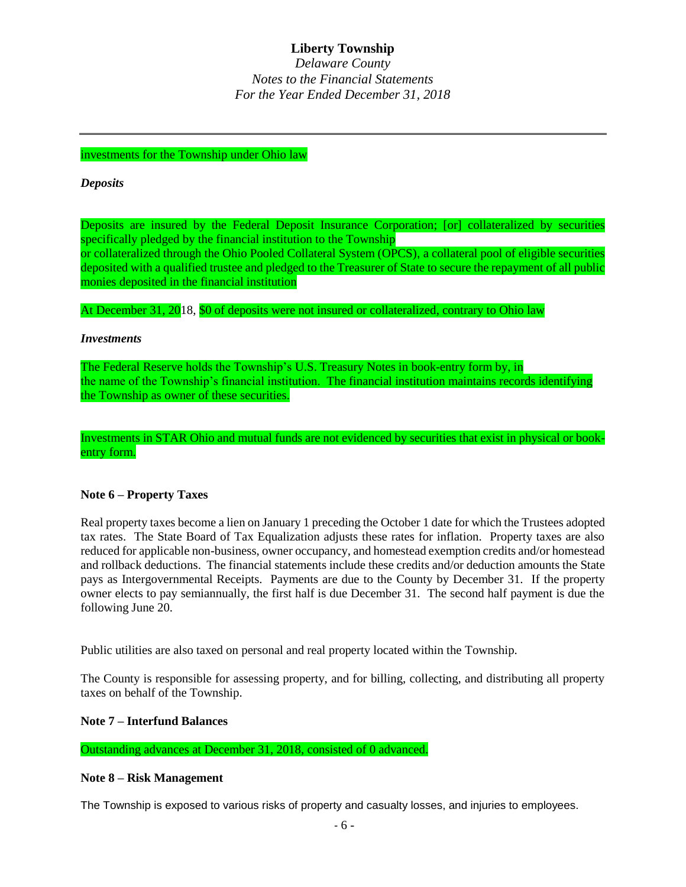investments for the Township under Ohio law

***Deposits***

Deposits are insured by the Federal Deposit Insurance Corporation; [or] collateralized by securities specifically pledged by the financial institution to the Township
or collateralized through the Ohio Pooled Collateral System (OPCS), a collateral pool of eligible securities deposited with a qualified trustee and pledged to the Treasurer of State to secure the repayment of all public monies deposited in the financial institution

At December 31, 2018, $0 of deposits were not insured or collateralized, contrary to Ohio law

***Investments***

The Federal Reserve holds the Township's U.S. Treasury Notes in book-entry form by, in
the name of the Township's financial institution. The financial institution maintains records identifying the Township as owner of these securities.

Investments in STAR Ohio and mutual funds are not evidenced by securities that exist in physical or book-entry form.

**Note 6 – Property Taxes**

Real property taxes become a lien on January 1 preceding the October 1 date for which the Trustees adopted tax rates. The State Board of Tax Equalization adjusts these rates for inflation. Property taxes are also reduced for applicable non-business, owner occupancy, and homestead exemption credits and/or homestead and rollback deductions. The financial statements include these credits and/or deduction amounts the State pays as Intergovernmental Receipts. Payments are due to the County by December 31. If the property owner elects to pay semiannually, the first half is due December 31. The second half payment is due the following June 20.

Public utilities are also taxed on personal and real property located within the Township.

The County is responsible for assessing property, and for billing, collecting, and distributing all property taxes on behalf of the Township.

**Note 7 – Interfund Balances**

Outstanding advances at December 31, 2018, consisted of 0 advanced.

**Note 8 – Risk Management**

The Township is exposed to various risks of property and casualty losses, and injuries to employees.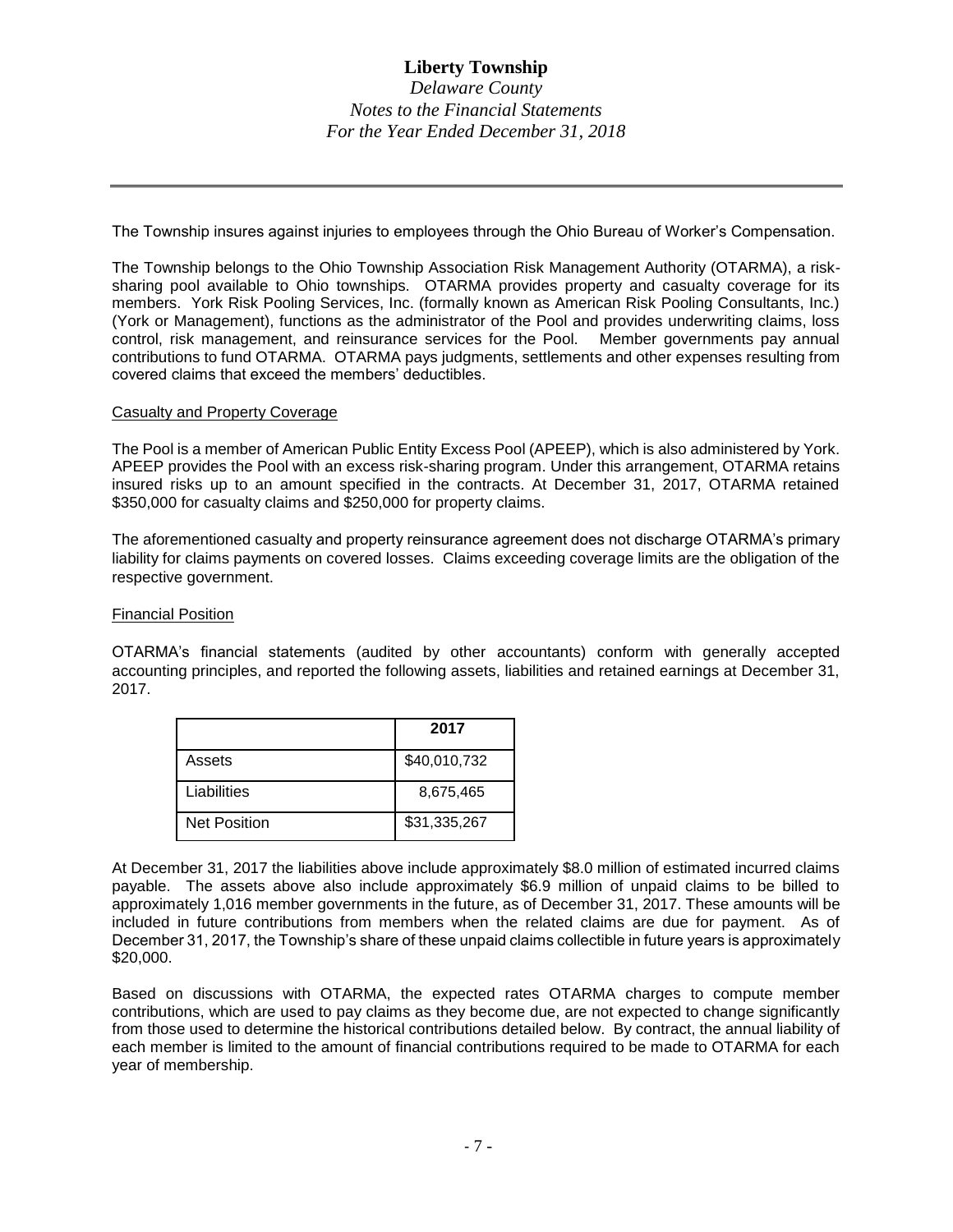The Township insures against injuries to employees through the Ohio Bureau of Worker's Compensation.

The Township belongs to the Ohio Township Association Risk Management Authority (OTARMA), a risk-sharing pool available to Ohio townships. OTARMA provides property and casualty coverage for its members. York Risk Pooling Services, Inc. (formally known as American Risk Pooling Consultants, Inc.) (York or Management), functions as the administrator of the Pool and provides underwriting claims, loss control, risk management, and reinsurance services for the Pool. Member governments pay annual contributions to fund OTARMA. OTARMA pays judgments, settlements and other expenses resulting from covered claims that exceed the members' deductibles.

Casualty and Property Coverage

The Pool is a member of American Public Entity Excess Pool (APEEP), which is also administered by York. APEEP provides the Pool with an excess risk-sharing program. Under this arrangement, OTARMA retains insured risks up to an amount specified in the contracts. At December 31, 2017, OTARMA retained $350,000 for casualty claims and $250,000 for property claims.

The aforementioned casualty and property reinsurance agreement does not discharge OTARMA's primary liability for claims payments on covered losses. Claims exceeding coverage limits are the obligation of the respective government.

Financial Position

OTARMA's financial statements (audited by other accountants) conform with generally accepted accounting principles, and reported the following assets, liabilities and retained earnings at December 31, 2017.

| | 2017 |
|---|---|
| Assets | $40,010,732 |
| Liabilities | 8,675,465 |
| Net Position | $31,335,267 |

At December 31, 2017 the liabilities above include approximately $8.0 million of estimated incurred claims payable. The assets above also include approximately $6.9 million of unpaid claims to be billed to approximately 1,016 member governments in the future, as of December 31, 2017. These amounts will be included in future contributions from members when the related claims are due for payment. As of December 31, 2017, the Township's share of these unpaid claims collectible in future years is approximately $20,000.

Based on discussions with OTARMA, the expected rates OTARMA charges to compute member contributions, which are used to pay claims as they become due, are not expected to change significantly from those used to determine the historical contributions detailed below. By contract, the annual liability of each member is limited to the amount of financial contributions required to be made to OTARMA for each year of membership.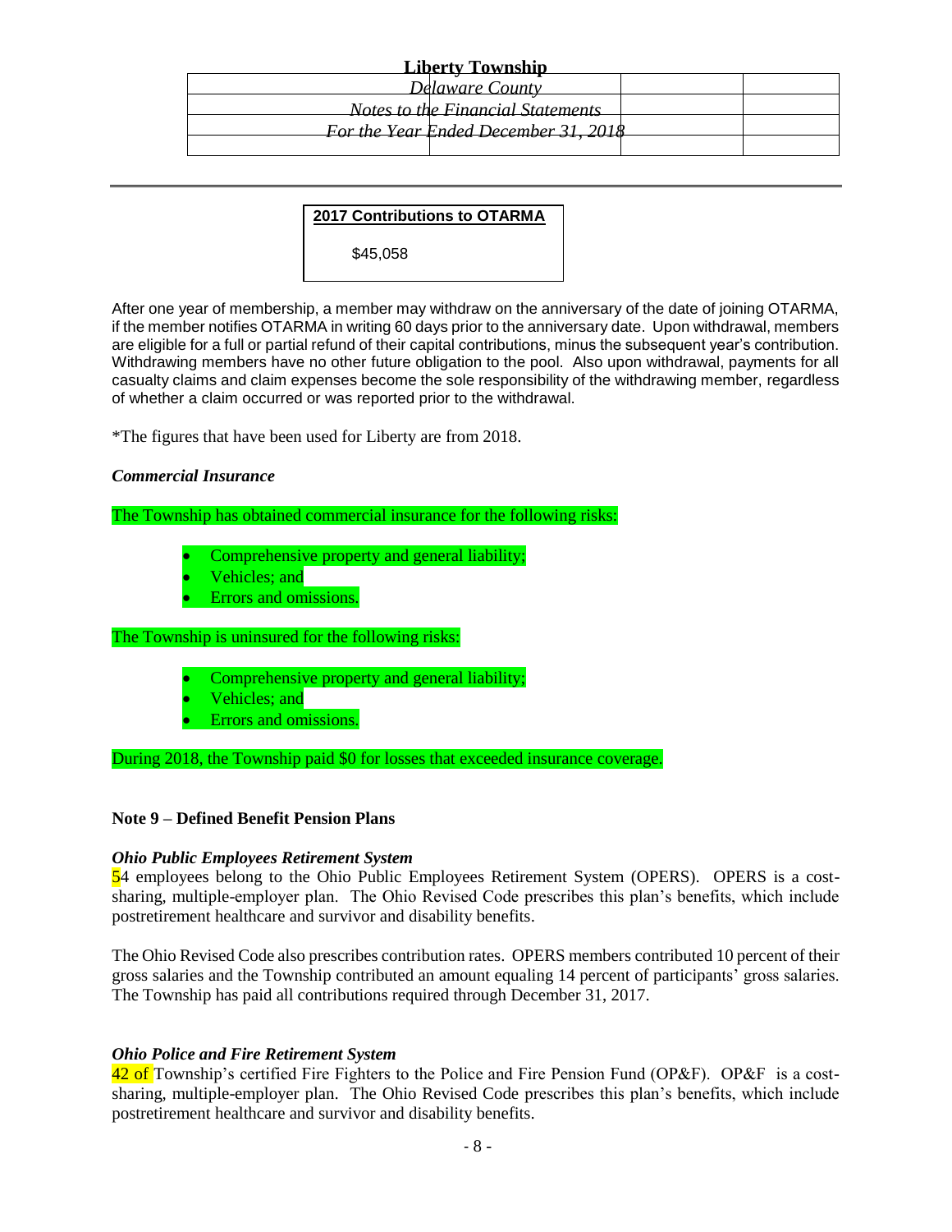| 2017 Contributions to OTARMA |
|---|
| $45,058 |

After one year of membership, a member may withdraw on the anniversary of the date of joining OTARMA, if the member notifies OTARMA in writing 60 days prior to the anniversary date. Upon withdrawal, members are eligible for a full or partial refund of their capital contributions, minus the subsequent year's contribution. Withdrawing members have no other future obligation to the pool. Also upon withdrawal, payments for all casualty claims and claim expenses become the sole responsibility of the withdrawing member, regardless of whether a claim occurred or was reported prior to the withdrawal.

*The figures that have been used for Liberty are from 2018.

***Commercial Insurance***

The Township has obtained commercial insurance for the following risks:

- Comprehensive property and general liability;
- Vehicles; and
- Errors and omissions.

The Township is uninsured for the following risks:

- Comprehensive property and general liability;
- Vehicles; and
- Errors and omissions.

During 2018, the Township paid $0 for losses that exceeded insurance coverage.

**Note 9 – Defined Benefit Pension Plans**

***Ohio Public Employees Retirement System***

54 employees belong to the Ohio Public Employees Retirement System (OPERS). OPERS is a cost-sharing, multiple-employer plan. The Ohio Revised Code prescribes this plan's benefits, which include postretirement healthcare and survivor and disability benefits.

The Ohio Revised Code also prescribes contribution rates. OPERS members contributed 10 percent of their gross salaries and the Township contributed an amount equaling 14 percent of participants' gross salaries. The Township has paid all contributions required through December 31, 2017.

***Ohio Police and Fire Retirement System***

42 of Township's certified Fire Fighters to the Police and Fire Pension Fund (OP&F). OP&F is a cost-sharing, multiple-employer plan. The Ohio Revised Code prescribes this plan's benefits, which include postretirement healthcare and survivor and disability benefits.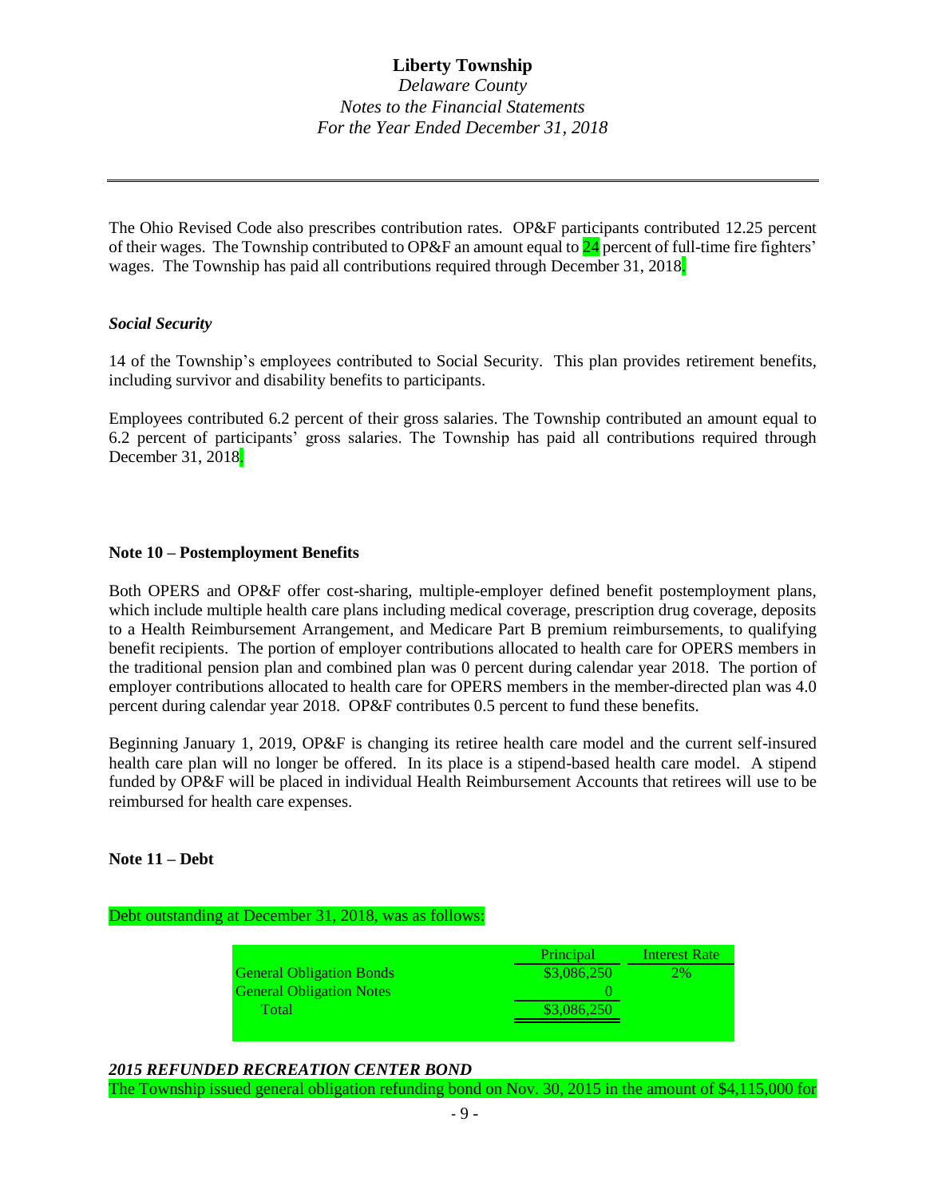The Ohio Revised Code also prescribes contribution rates. OP&F participants contributed 12.25 percent of their wages. The Township contributed to OP&F an amount equal to 24 percent of full-time fire fighters' wages. The Township has paid all contributions required through December 31, 2018.

### *Social Security*

14 of the Township's employees contributed to Social Security. This plan provides retirement benefits, including survivor and disability benefits to participants.

Employees contributed 6.2 percent of their gross salaries. The Township contributed an amount equal to 6.2 percent of participants' gross salaries. The Township has paid all contributions required through December 31, 2018.

## Note 10 – Postemployment Benefits

Both OPERS and OP&F offer cost-sharing, multiple-employer defined benefit postemployment plans, which include multiple health care plans including medical coverage, prescription drug coverage, deposits to a Health Reimbursement Arrangement, and Medicare Part B premium reimbursements, to qualifying benefit recipients. The portion of employer contributions allocated to health care for OPERS members in the traditional pension plan and combined plan was 0 percent during calendar year 2018. The portion of employer contributions allocated to health care for OPERS members in the member-directed plan was 4.0 percent during calendar year 2018. OP&F contributes 0.5 percent to fund these benefits.

Beginning January 1, 2019, OP&F is changing its retiree health care model and the current self-insured health care plan will no longer be offered. In its place is a stipend-based health care model. A stipend funded by OP&F will be placed in individual Health Reimbursement Accounts that retirees will use to be reimbursed for health care expenses.

## Note 11 – Debt

Debt outstanding at December 31, 2018, was as follows:

| | Principal | Interest Rate |
|---|---|---|
| General Obligation Bonds | $3,086,250 | 2% |
| General Obligation Notes | 0 | |
| Total | $3,086,250 | |

### *2015 REFUNDED RECREATION CENTER BOND*

The Township issued general obligation refunding bond on Nov. 30, 2015 in the amount of $4,115,000 for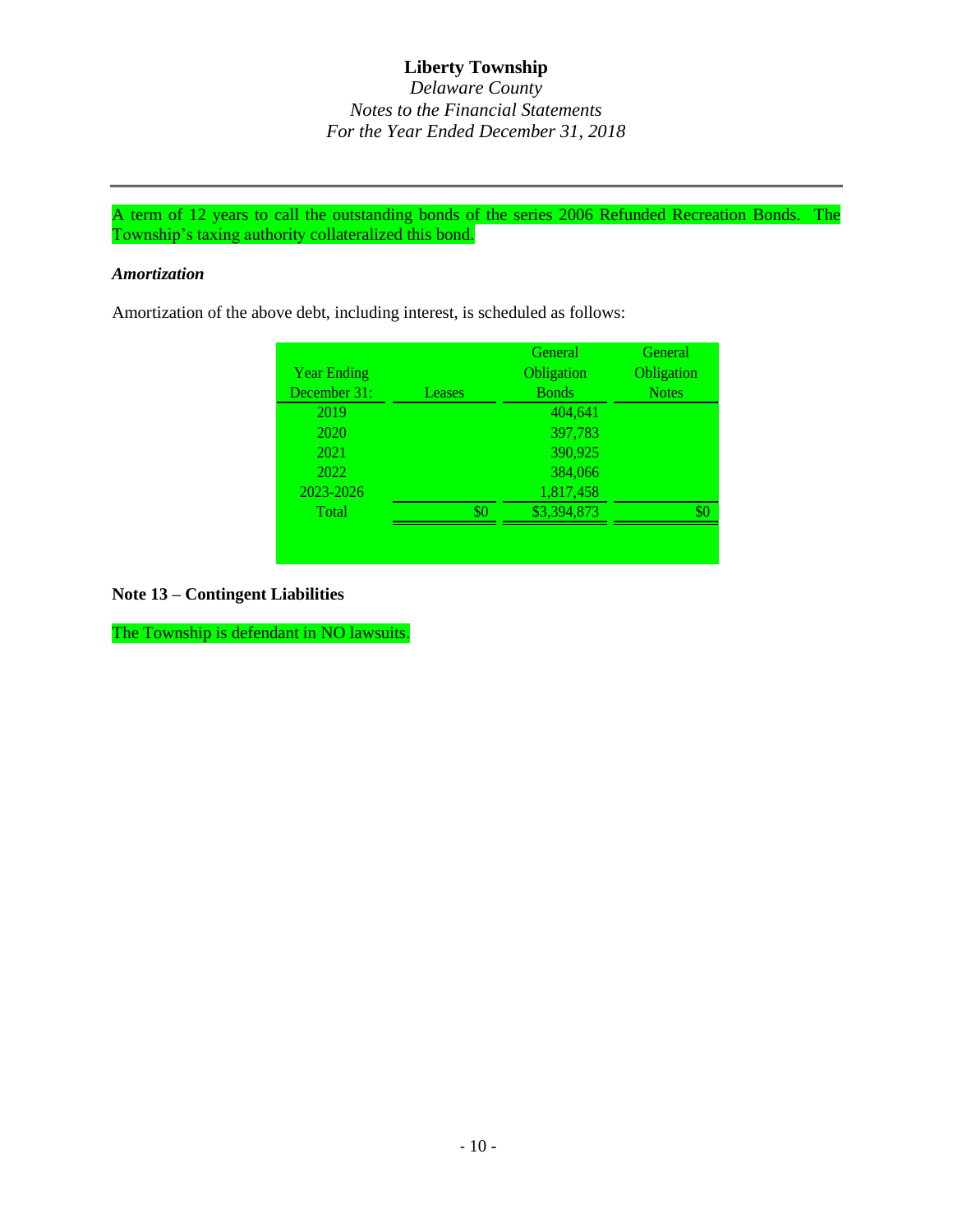A term of 12 years to call the outstanding bonds of the series 2006 Refunded Recreation Bonds. The Township's taxing authority collateralized this bond.

### *Amortization*

Amortization of the above debt, including interest, is scheduled as follows:

| Year Ending December 31: | Leases | General Obligation Bonds | General Obligation Notes |
|---|---|---|---|
| 2019 | | 404,641 | |
| 2020 | | 397,783 | |
| 2021 | | 390,925 | |
| 2022 | | 384,066 | |
| 2023-2026 | | 1,817,458 | |
| Total | $0 | $3,394,873 | $0 |

## Note 13 – Contingent Liabilities

The Township is defendant in NO lawsuits.